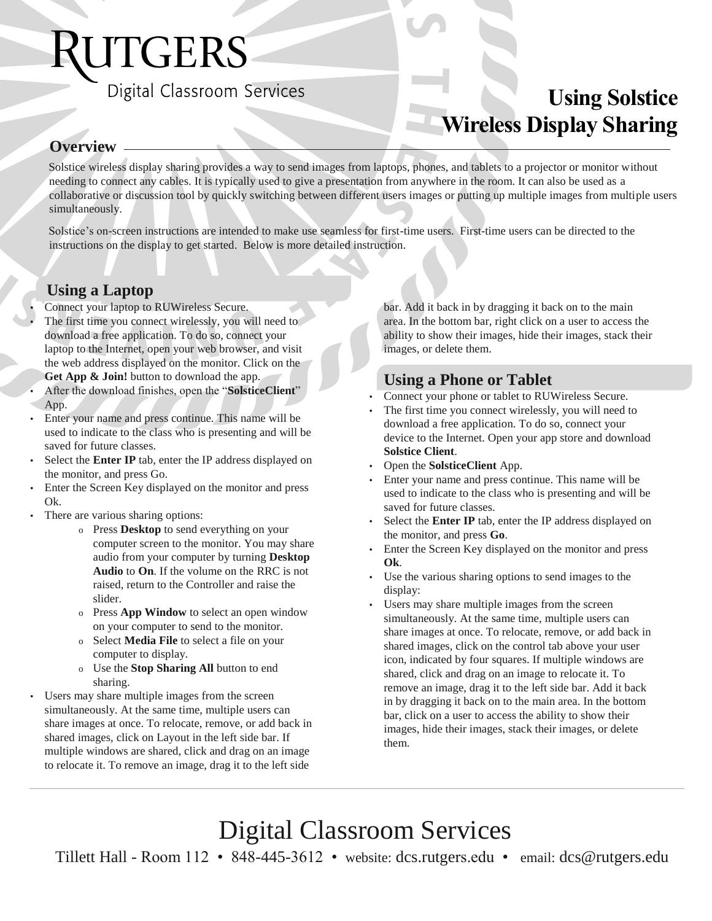RUTGERS

Digital Classroom Services

# Using Solstice Wireless Display Sharing

## Overview

Solstice wireless display sharing provides a way to send images from laptops, phones, and tablets to a projector or monitor without needing to connect any cables. It is typically used to give a presentation from anywhere in the room. It can also be used as a collaborative or discussion tool by quickly switching between different users images or putting up multiple images from multiple users simultaneously.

Solstice's on-screen instructions are intended to make use seamless for first-time users. First-time users can be directed to the instructions on the display to get started. Below is more detailed instruction.

## Using a Laptop

- Connect your laptop to RUWireless Secure.
- The first time you connect wirelessly, you will need to download a free application. To do so, connect your laptop to the Internet, open your web browser, and visit the web address displayed on the monitor. Click on the **Get App & Join!** button to download the app.
- After the download finishes, open the "**SolsticeClient**" App.
- Enter your name and press continue. This name will be used to indicate to the class who is presenting and will be saved for future classes.
- Select the **Enter IP** tab, enter the IP address displayed on the monitor, and press Go.
- Enter the Screen Key displayed on the monitor and press Ok.
- There are various sharing options:
  - Press **Desktop** to send everything on your computer screen to the monitor. You may share audio from your computer by turning **Desktop Audio** to **On**. If the volume on the RRC is not raised, return to the Controller and raise the slider.
  - Press **App Window** to select an open window on your computer to send to the monitor.
  - Select **Media File** to select a file on your computer to display.
  - Use the **Stop Sharing All** button to end sharing.
- Users may share multiple images from the screen simultaneously. At the same time, multiple users can share images at once. To relocate, remove, or add back in shared images, click on Layout in the left side bar. If multiple windows are shared, click and drag on an image to relocate it. To remove an image, drag it to the left side bar. Add it back in by dragging it back on to the main area. In the bottom bar, right click on a user to access the ability to show their images, hide their images, stack their images, or delete them.

## Using a Phone or Tablet

- Connect your phone or tablet to RUWireless Secure.
- The first time you connect wirelessly, you will need to download a free application. To do so, connect your device to the Internet. Open your app store and download **Solstice Client**.
- Open the **SolsticeClient** App.
- Enter your name and press continue. This name will be used to indicate to the class who is presenting and will be saved for future classes.
- Select the **Enter IP** tab, enter the IP address displayed on the monitor, and press **Go**.
- Enter the Screen Key displayed on the monitor and press **Ok**.
- Use the various sharing options to send images to the display:
- Users may share multiple images from the screen simultaneously. At the same time, multiple users can share images at once. To relocate, remove, or add back in shared images, click on the control tab above your user icon, indicated by four squares. If multiple windows are shared, click and drag on an image to relocate it. To remove an image, drag it to the left side bar. Add it back in by dragging it back on to the main area. In the bottom bar, click on a user to access the ability to show their images, hide their images, stack their images, or delete them.

Digital Classroom Services

Tillett Hall - Room 112 • 848-445-3612 • website: dcs.rutgers.edu • email: dcs@rutgers.edu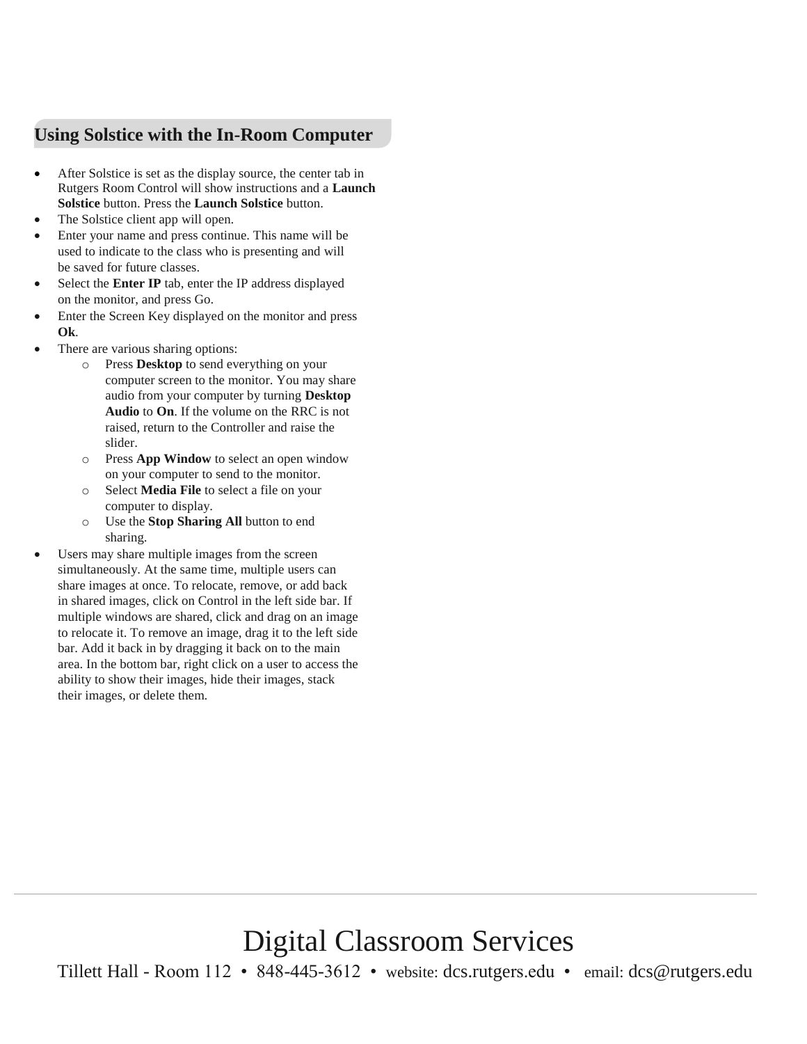## Using Solstice with the In-Room Computer

- After Solstice is set as the display source, the center tab in Rutgers Room Control will show instructions and a **Launch Solstice** button. Press the **Launch Solstice** button.
- The Solstice client app will open.
- Enter your name and press continue. This name will be used to indicate to the class who is presenting and will be saved for future classes.
- Select the **Enter IP** tab, enter the IP address displayed on the monitor, and press Go.
- Enter the Screen Key displayed on the monitor and press **Ok**.
- There are various sharing options:
  - Press **Desktop** to send everything on your computer screen to the monitor. You may share audio from your computer by turning **Desktop Audio** to **On**. If the volume on the RRC is not raised, return to the Controller and raise the slider.
  - Press **App Window** to select an open window on your computer to send to the monitor.
  - Select **Media File** to select a file on your computer to display.
  - Use the **Stop Sharing All** button to end sharing.
- Users may share multiple images from the screen simultaneously. At the same time, multiple users can share images at once. To relocate, remove, or add back in shared images, click on Control in the left side bar. If multiple windows are shared, click and drag on an image to relocate it. To remove an image, drag it to the left side bar. Add it back in by dragging it back on to the main area. In the bottom bar, right click on a user to access the ability to show their images, hide their images, stack their images, or delete them.